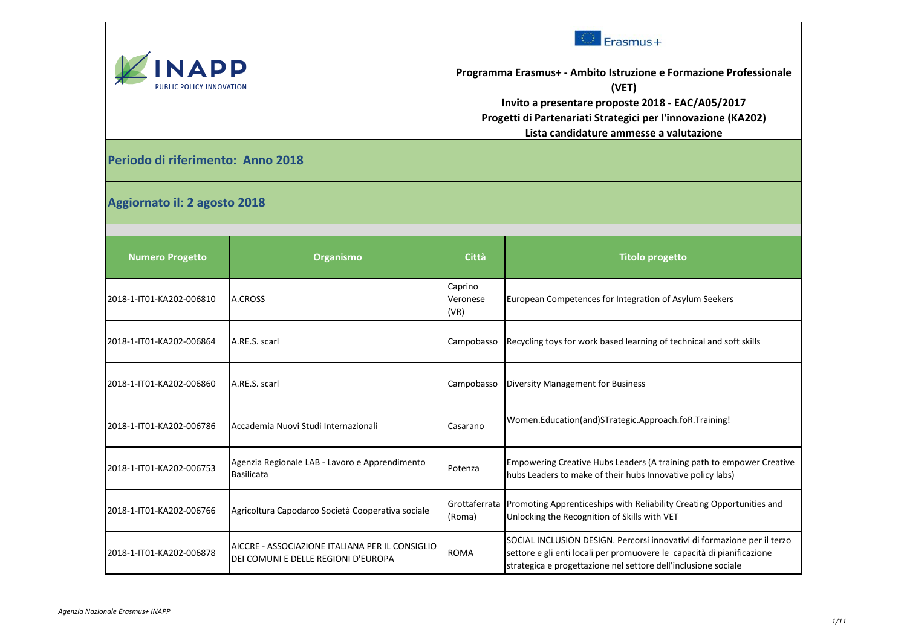INAPP PUBLIC POLICY INNOVATION

Erasmus+

**Programma Erasmus+ - Ambito Istruzione e Formazione Professionale (VET)**
**Invito a presentare proposte 2018 - EAC/A05/2017**
**Progetti di Partenariati Strategici per l'innovazione (KA202)**
**Lista candidature ammesse a valutazione**

## Periodo di riferimento: Anno 2018

## Aggiornato il: 2 agosto 2018

| Numero Progetto | Organismo | Città | Titolo progetto |
|---|---|---|---|
| 2018-1-IT01-KA202-006810 | A.CROSS | Caprino Veronese (VR) | European Competences for Integration of Asylum Seekers |
| 2018-1-IT01-KA202-006864 | A.RE.S. scarl | Campobasso | Recycling toys for work based learning of technical and soft skills |
| 2018-1-IT01-KA202-006860 | A.RE.S. scarl | Campobasso | Diversity Management for Business |
| 2018-1-IT01-KA202-006786 | Accademia Nuovi Studi Internazionali | Casarano | Women.Education(and)STrategic.Approach.foR.Training! |
| 2018-1-IT01-KA202-006753 | Agenzia Regionale LAB - Lavoro e Apprendimento Basilicata | Potenza | Empowering Creative Hubs Leaders (A training path to empower Creative hubs Leaders to make of their hubs Innovative policy labs) |
| 2018-1-IT01-KA202-006766 | Agricoltura Capodarco Società Cooperativa sociale | Grottaferrata (Roma) | Promoting Apprenticeships with Reliability Creating Opportunities and Unlocking the Recognition of Skills with VET |
| 2018-1-IT01-KA202-006878 | AICCRE - ASSOCIAZIONE ITALIANA PER IL CONSIGLIO DEI COMUNI E DELLE REGIONI D'EUROPA | ROMA | SOCIAL INCLUSION DESIGN. Percorsi innovativi di formazione per il terzo settore e gli enti locali per promuovere le capacità di pianificazione strategica e progettazione nel settore dell'inclusione sociale |

*Agenzia Nazionale Erasmus+ INAPP*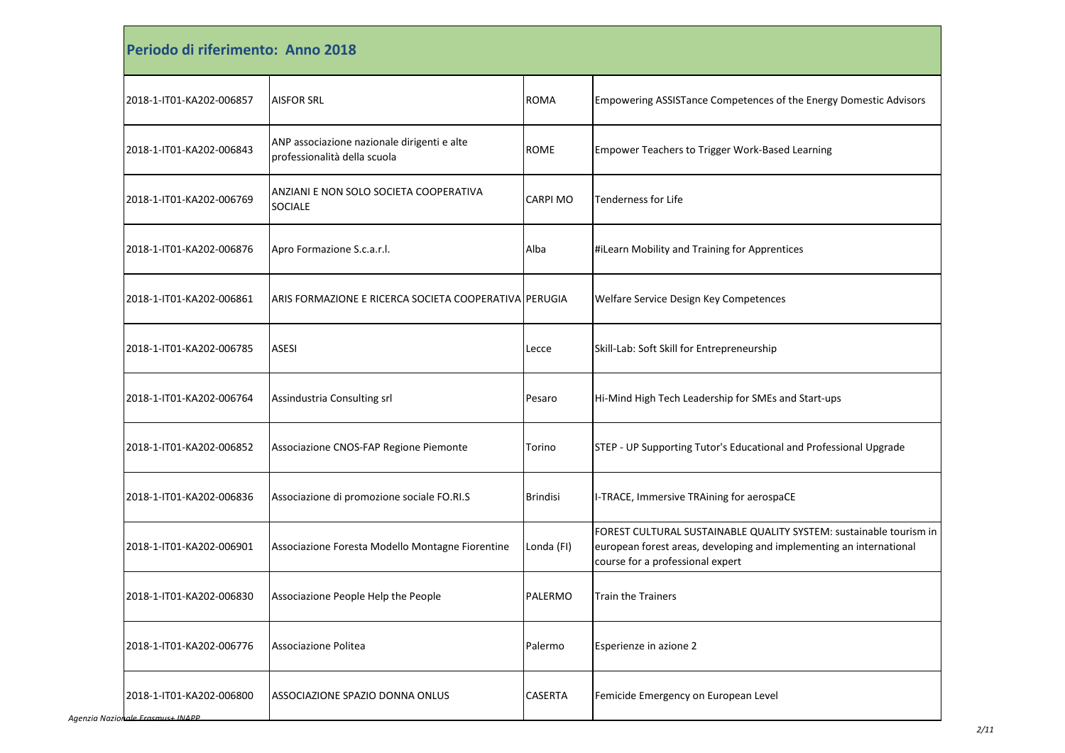## Periodo di riferimento: Anno 2018

| | | | |
|---|---|---|---|
| 2018-1-IT01-KA202-006857 | AISFOR SRL | ROMA | Empowering ASSISTance Competences of the Energy Domestic Advisors |
| 2018-1-IT01-KA202-006843 | ANP associazione nazionale dirigenti e alte professionalità della scuola | ROME | Empower Teachers to Trigger Work-Based Learning |
| 2018-1-IT01-KA202-006769 | ANZIANI E NON SOLO SOCIETA COOPERATIVA SOCIALE | CARPI MO | Tenderness for Life |
| 2018-1-IT01-KA202-006876 | Apro Formazione S.c.a.r.l. | Alba | #iLearn Mobility and Training for Apprentices |
| 2018-1-IT01-KA202-006861 | ARIS FORMAZIONE E RICERCA SOCIETA COOPERATIVA | PERUGIA | Welfare Service Design Key Competences |
| 2018-1-IT01-KA202-006785 | ASESI | Lecce | Skill-Lab: Soft Skill for Entrepreneurship |
| 2018-1-IT01-KA202-006764 | Assindustria Consulting srl | Pesaro | Hi-Mind High Tech Leadership for SMEs and Start-ups |
| 2018-1-IT01-KA202-006852 | Associazione CNOS-FAP Regione Piemonte | Torino | STEP - UP Supporting Tutor's Educational and Professional Upgrade |
| 2018-1-IT01-KA202-006836 | Associazione di promozione sociale FO.RI.S | Brindisi | I-TRACE, Immersive TRAining for aerospaCE |
| 2018-1-IT01-KA202-006901 | Associazione Foresta Modello Montagne Fiorentine | Londa (FI) | FOREST CULTURAL SUSTAINABLE QUALITY SYSTEM: sustainable tourism in european forest areas, developing and implementing an international course for a professional expert |
| 2018-1-IT01-KA202-006830 | Associazione People Help the People | PALERMO | Train the Trainers |
| 2018-1-IT01-KA202-006776 | Associazione Politea | Palermo | Esperienze in azione 2 |
| 2018-1-IT01-KA202-006800 | ASSOCIAZIONE SPAZIO DONNA ONLUS | CASERTA | Femicide Emergency on European Level |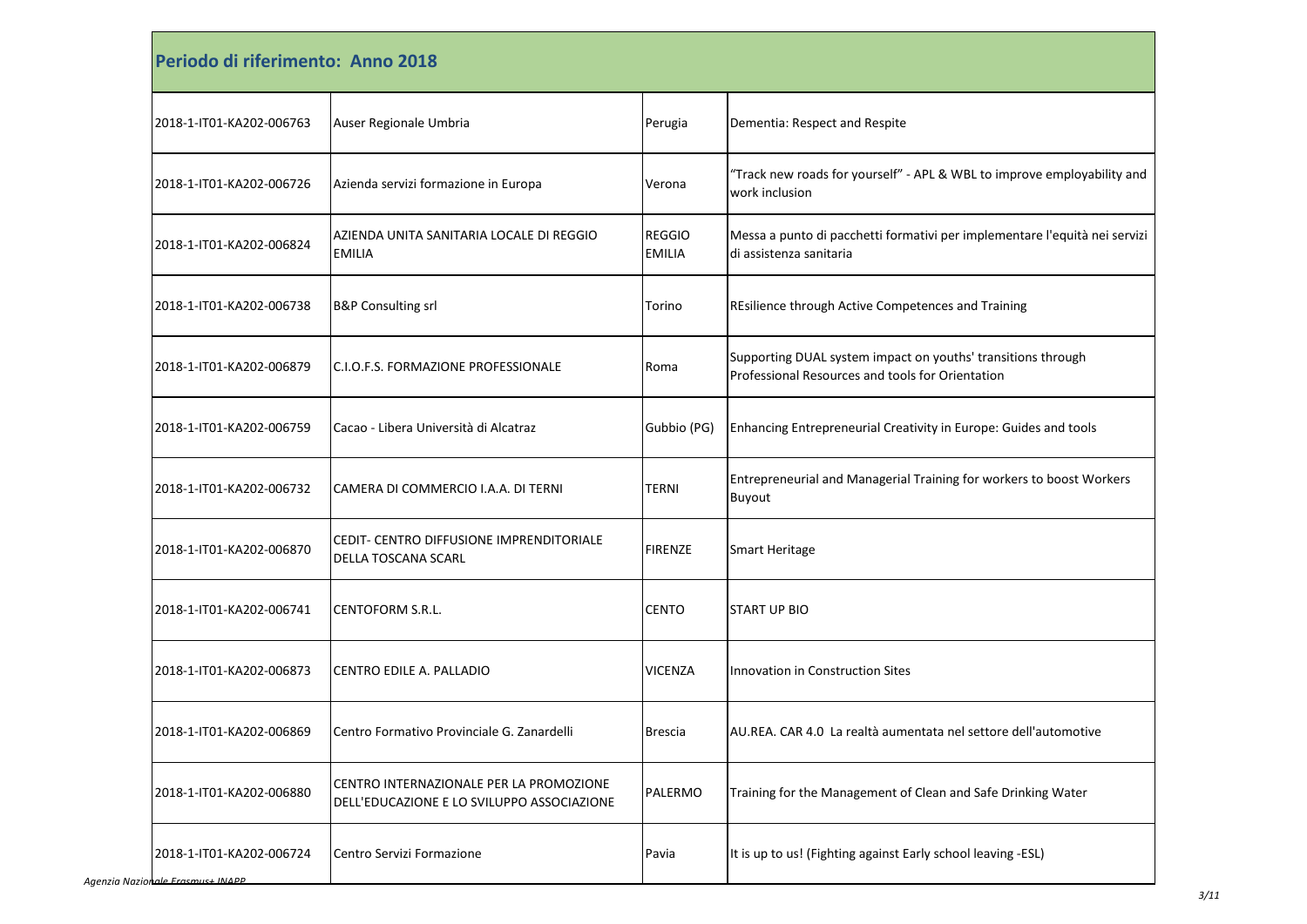## Periodo di riferimento: Anno 2018

| | | | |
|---|---|---|---|
| 2018-1-IT01-KA202-006763 | Auser Regionale Umbria | Perugia | Dementia: Respect and Respite |
| 2018-1-IT01-KA202-006726 | Azienda servizi formazione in Europa | Verona | "Track new roads for yourself" - APL & WBL to improve employability and work inclusion |
| 2018-1-IT01-KA202-006824 | AZIENDA UNITA SANITARIA LOCALE DI REGGIO EMILIA | REGGIO EMILIA | Messa a punto di pacchetti formativi per implementare l'equità nei servizi di assistenza sanitaria |
| 2018-1-IT01-KA202-006738 | B&P Consulting srl | Torino | REsilience through Active Competences and Training |
| 2018-1-IT01-KA202-006879 | C.I.O.F.S. FORMAZIONE PROFESSIONALE | Roma | Supporting DUAL system impact on youths' transitions through Professional Resources and tools for Orientation |
| 2018-1-IT01-KA202-006759 | Cacao - Libera Università di Alcatraz | Gubbio (PG) | Enhancing Entrepreneurial Creativity in Europe: Guides and tools |
| 2018-1-IT01-KA202-006732 | CAMERA DI COMMERCIO I.A.A. DI TERNI | TERNI | Entrepreneurial and Managerial Training for workers to boost Workers Buyout |
| 2018-1-IT01-KA202-006870 | CEDIT- CENTRO DIFFUSIONE IMPRENDITORIALE DELLA TOSCANA SCARL | FIRENZE | Smart Heritage |
| 2018-1-IT01-KA202-006741 | CENTOFORM S.R.L. | CENTO | START UP BIO |
| 2018-1-IT01-KA202-006873 | CENTRO EDILE A. PALLADIO | VICENZA | Innovation in Construction Sites |
| 2018-1-IT01-KA202-006869 | Centro Formativo Provinciale G. Zanardelli | Brescia | AU.REA. CAR 4.0 La realtà aumentata nel settore dell'automotive |
| 2018-1-IT01-KA202-006880 | CENTRO INTERNAZIONALE PER LA PROMOZIONE DELL'EDUCAZIONE E LO SVILUPPO ASSOCIAZIONE | PALERMO | Training for the Management of Clean and Safe Drinking Water |
| 2018-1-IT01-KA202-006724 | Centro Servizi Formazione | Pavia | It is up to us! (Fighting against Early school leaving -ESL) |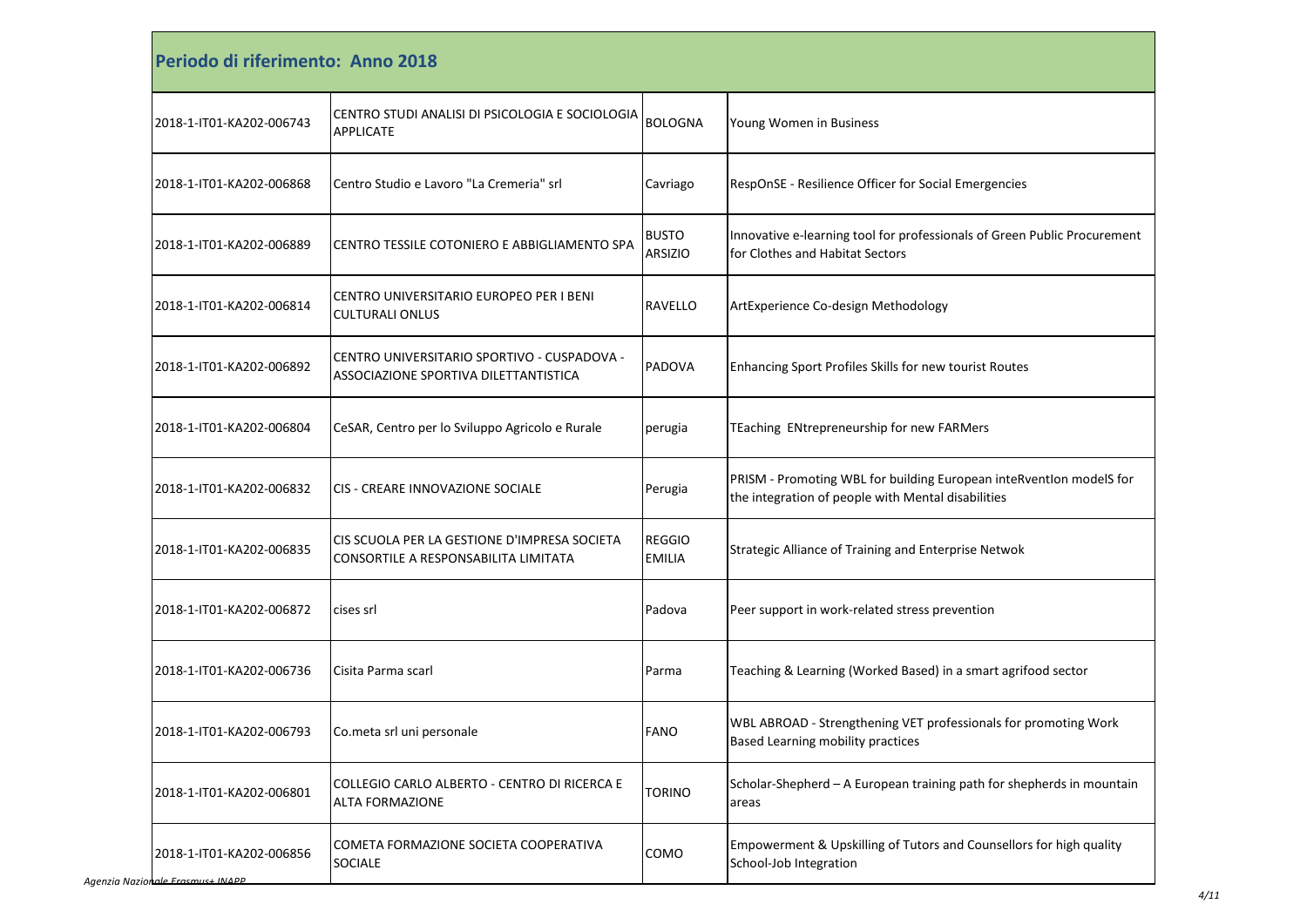## Periodo di riferimento: Anno 2018

| | | | |
|---|---|---|---|
| 2018-1-IT01-KA202-006743 | CENTRO STUDI ANALISI DI PSICOLOGIA E SOCIOLOGIA APPLICATE | BOLOGNA | Young Women in Business |
| 2018-1-IT01-KA202-006868 | Centro Studio e Lavoro "La Cremeria" srl | Cavriago | RespOnSE - Resilience Officer for Social Emergencies |
| 2018-1-IT01-KA202-006889 | CENTRO TESSILE COTONIERO E ABBIGLIAMENTO SPA | BUSTO ARSIZIO | Innovative e-learning tool for professionals of Green Public Procurement for Clothes and Habitat Sectors |
| 2018-1-IT01-KA202-006814 | CENTRO UNIVERSITARIO EUROPEO PER I BENI CULTURALI ONLUS | RAVELLO | ArtExperience Co-design Methodology |
| 2018-1-IT01-KA202-006892 | CENTRO UNIVERSITARIO SPORTIVO - CUSPADOVA - ASSOCIAZIONE SPORTIVA DILETTANTISTICA | PADOVA | Enhancing Sport Profiles Skills for new tourist Routes |
| 2018-1-IT01-KA202-006804 | CeSAR, Centro per lo Sviluppo Agricolo e Rurale | perugia | TEaching ENtrepreneurship for new FARMers |
| 2018-1-IT01-KA202-006832 | CIS - CREARE INNOVAZIONE SOCIALE | Perugia | PRISM - Promoting WBL for building European inteRventIon modelS for the integration of people with Mental disabilities |
| 2018-1-IT01-KA202-006835 | CIS SCUOLA PER LA GESTIONE D'IMPRESA SOCIETA CONSORTILE A RESPONSABILITA LIMITATA | REGGIO EMILIA | Strategic Alliance of Training and Enterprise Netwok |
| 2018-1-IT01-KA202-006872 | cises srl | Padova | Peer support in work-related stress prevention |
| 2018-1-IT01-KA202-006736 | Cisita Parma scarl | Parma | Teaching & Learning (Worked Based) in a smart agrifood sector |
| 2018-1-IT01-KA202-006793 | Co.meta srl uni personale | FANO | WBL ABROAD - Strengthening VET professionals for promoting Work Based Learning mobility practices |
| 2018-1-IT01-KA202-006801 | COLLEGIO CARLO ALBERTO - CENTRO DI RICERCA E ALTA FORMAZIONE | TORINO | Scholar-Shepherd – A European training path for shepherds in mountain areas |
| 2018-1-IT01-KA202-006856 | COMETA FORMAZIONE SOCIETA COOPERATIVA SOCIALE | COMO | Empowerment & Upskilling of Tutors and Counsellors for high quality School-Job Integration |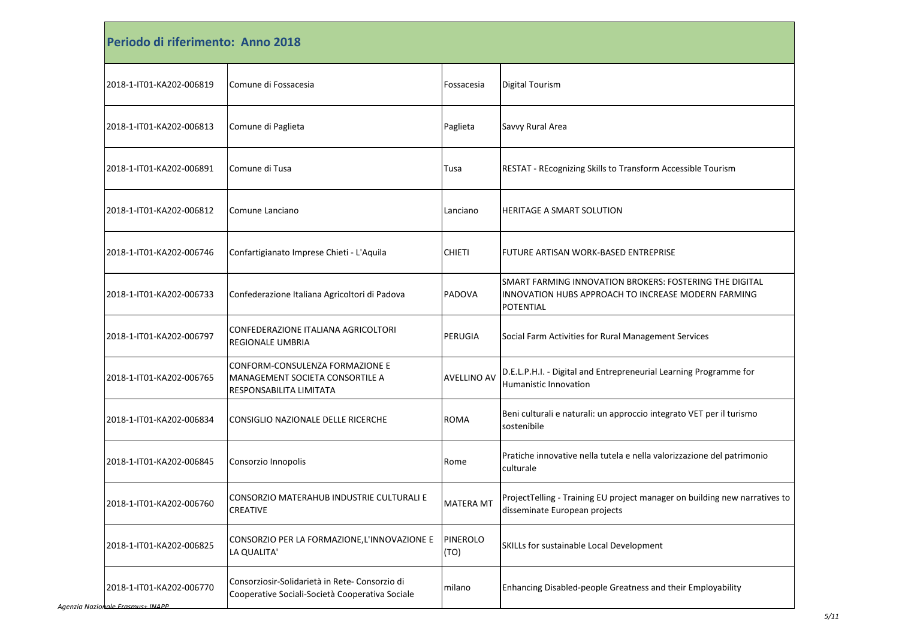## Periodo di riferimento: Anno 2018

| | | | |
|---|---|---|---|
| 2018-1-IT01-KA202-006819 | Comune di Fossacesia | Fossacesia | Digital Tourism |
| 2018-1-IT01-KA202-006813 | Comune di Paglieta | Paglieta | Savvy Rural Area |
| 2018-1-IT01-KA202-006891 | Comune di Tusa | Tusa | RESTAT - REcognizing Skills to Transform Accessible Tourism |
| 2018-1-IT01-KA202-006812 | Comune Lanciano | Lanciano | HERITAGE A SMART SOLUTION |
| 2018-1-IT01-KA202-006746 | Confartigianato Imprese Chieti - L'Aquila | CHIETI | FUTURE ARTISAN WORK-BASED ENTREPRISE |
| 2018-1-IT01-KA202-006733 | Confederazione Italiana Agricoltori di Padova | PADOVA | SMART FARMING INNOVATION BROKERS: FOSTERING THE DIGITAL INNOVATION HUBS APPROACH TO INCREASE MODERN FARMING POTENTIAL |
| 2018-1-IT01-KA202-006797 | CONFEDERAZIONE ITALIANA AGRICOLTORI REGIONALE UMBRIA | PERUGIA | Social Farm Activities for Rural Management Services |
| 2018-1-IT01-KA202-006765 | CONFORM-CONSULENZA FORMAZIONE E MANAGEMENT SOCIETA CONSORTILE A RESPONSABILITA LIMITATA | AVELLINO AV | D.E.L.P.H.I. - Digital and Entrepreneurial Learning Programme for Humanistic Innovation |
| 2018-1-IT01-KA202-006834 | CONSIGLIO NAZIONALE DELLE RICERCHE | ROMA | Beni culturali e naturali: un approccio integrato VET per il turismo sostenibile |
| 2018-1-IT01-KA202-006845 | Consorzio Innopolis | Rome | Pratiche innovative nella tutela e nella valorizzazione del patrimonio culturale |
| 2018-1-IT01-KA202-006760 | CONSORZIO MATERAHUB INDUSTRIE CULTURALI E CREATIVE | MATERA MT | ProjectTelling - Training EU project manager on building new narratives to disseminate European projects |
| 2018-1-IT01-KA202-006825 | CONSORZIO PER LA FORMAZIONE,L'INNOVAZIONE E LA QUALITA' | PINEROLO (TO) | SKILLs for sustainable Local Development |
| 2018-1-IT01-KA202-006770 | Consorziosir-Solidarietà in Rete- Consorzio di Cooperative Sociali-Società Cooperativa Sociale | milano | Enhancing Disabled-people Greatness and their Employability |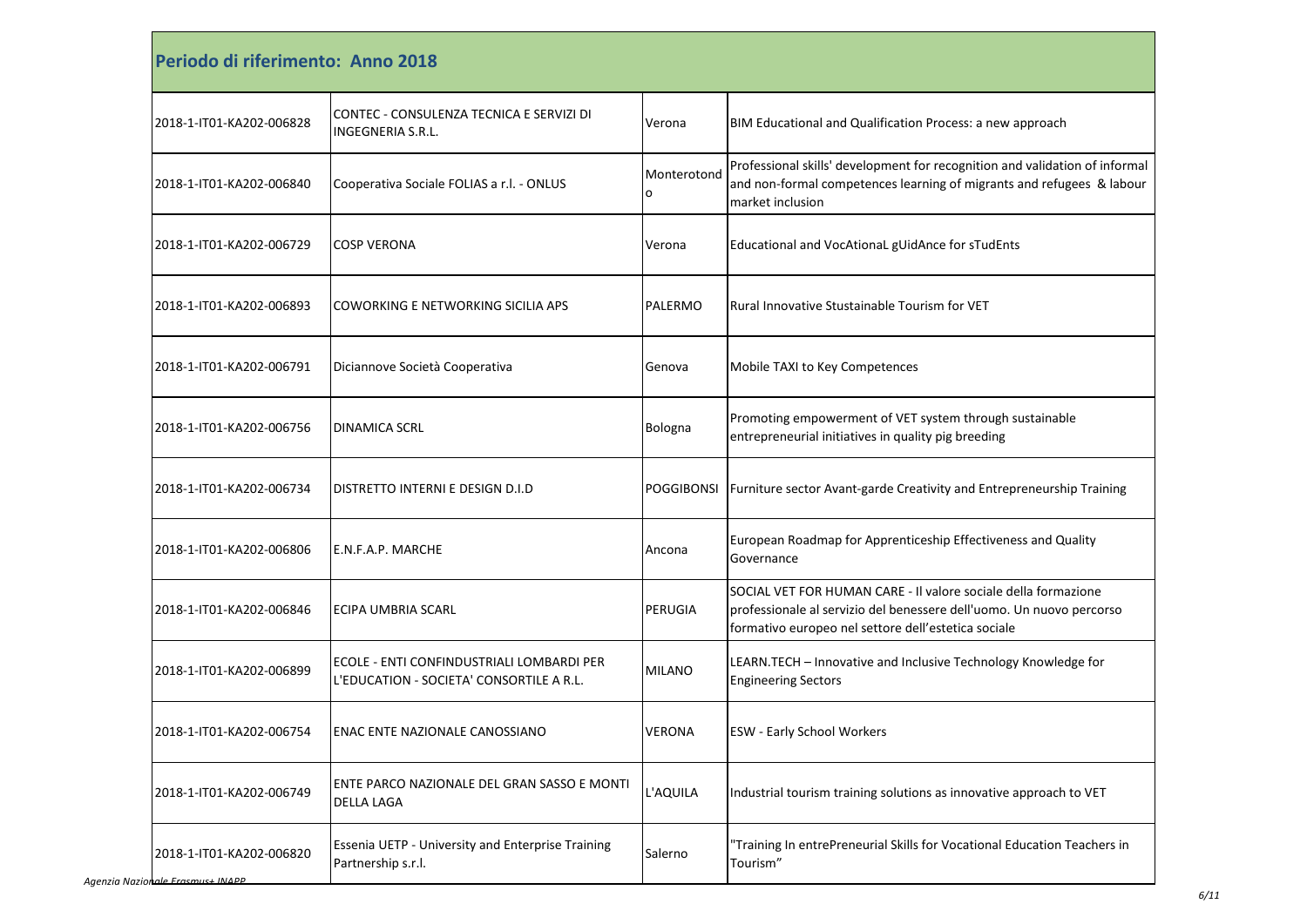## Periodo di riferimento: Anno 2018

| | | | |
|---|---|---|---|
| 2018-1-IT01-KA202-006828 | CONTEC - CONSULENZA TECNICA E SERVIZI DI INGEGNERIA S.R.L. | Verona | BIM Educational and Qualification Process: a new approach |
| 2018-1-IT01-KA202-006840 | Cooperativa Sociale FOLIAS a r.l. - ONLUS | Monterotondo | Professional skills' development for recognition and validation of informal and non-formal competences learning of migrants and refugees & labour market inclusion |
| 2018-1-IT01-KA202-006729 | COSP VERONA | Verona | Educational and VocAtionaL gUidAnce for sTudEnts |
| 2018-1-IT01-KA202-006893 | COWORKING E NETWORKING SICILIA APS | PALERMO | Rural Innovative Stustainable Tourism for VET |
| 2018-1-IT01-KA202-006791 | Diciannove Società Cooperativa | Genova | Mobile TAXI to Key Competences |
| 2018-1-IT01-KA202-006756 | DINAMICA SCRL | Bologna | Promoting empowerment of VET system through sustainable entrepreneurial initiatives in quality pig breeding |
| 2018-1-IT01-KA202-006734 | DISTRETTO INTERNI E DESIGN D.I.D | POGGIBONSI | Furniture sector Avant-garde Creativity and Entrepreneurship Training |
| 2018-1-IT01-KA202-006806 | E.N.F.A.P. MARCHE | Ancona | European Roadmap for Apprenticeship Effectiveness and Quality Governance |
| 2018-1-IT01-KA202-006846 | ECIPA UMBRIA SCARL | PERUGIA | SOCIAL VET FOR HUMAN CARE - Il valore sociale della formazione professionale al servizio del benessere dell'uomo. Un nuovo percorso formativo europeo nel settore dell'estetica sociale |
| 2018-1-IT01-KA202-006899 | ECOLE - ENTI CONFINDUSTRIALI LOMBARDI PER L'EDUCATION - SOCIETA' CONSORTILE A R.L. | MILANO | LEARN.TECH – Innovative and Inclusive Technology Knowledge for Engineering Sectors |
| 2018-1-IT01-KA202-006754 | ENAC ENTE NAZIONALE CANOSSIANO | VERONA | ESW - Early School Workers |
| 2018-1-IT01-KA202-006749 | ENTE PARCO NAZIONALE DEL GRAN SASSO E MONTI DELLA LAGA | L'AQUILA | Industrial tourism training solutions as innovative approach to VET |
| 2018-1-IT01-KA202-006820 | Essenia UETP - University and Enterprise Training Partnership s.r.l. | Salerno | "Training In entrePreneurial Skills for Vocational Education Teachers in Tourism" |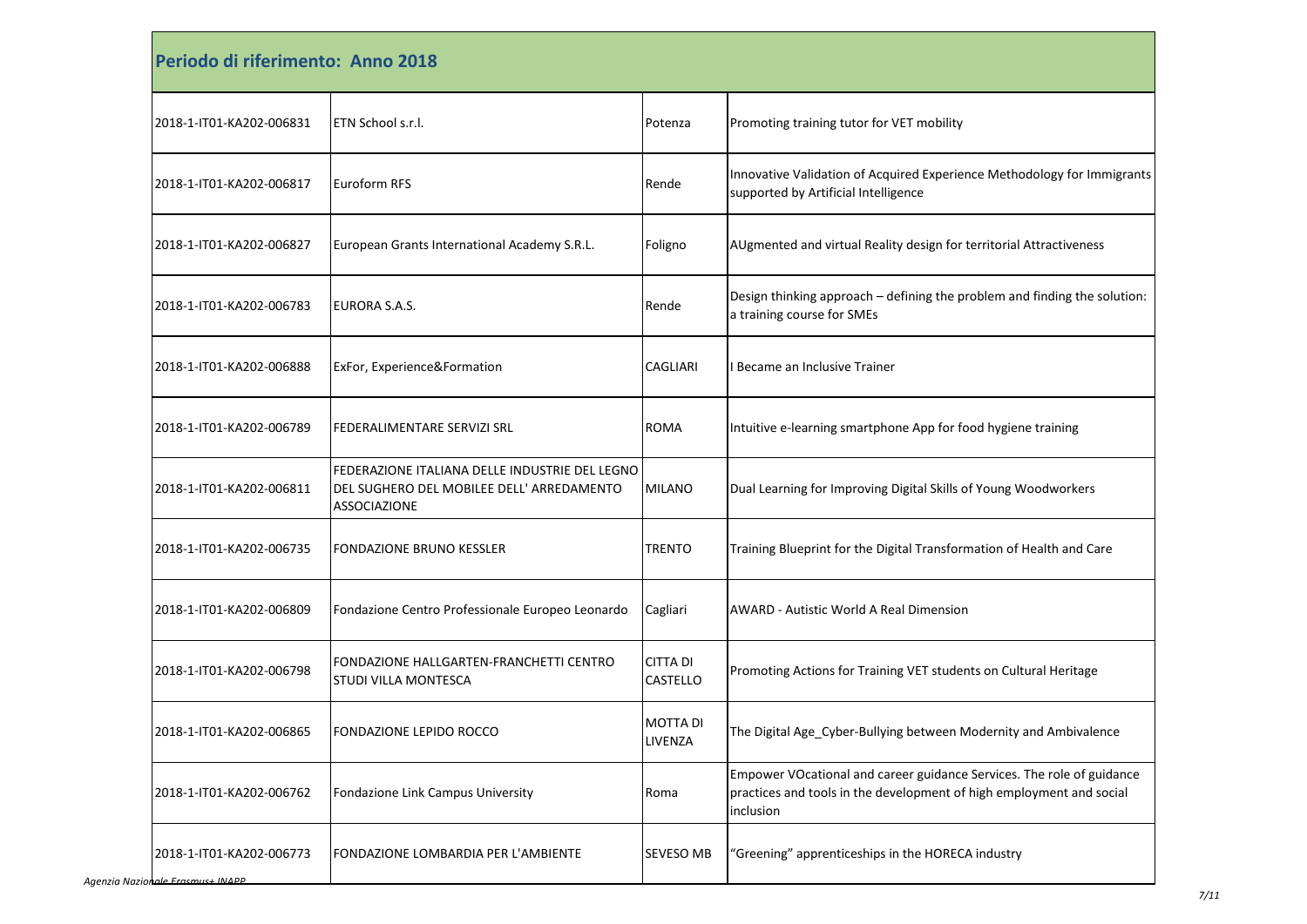## Periodo di riferimento: Anno 2018

| | | | |
|---|---|---|---|
| 2018-1-IT01-KA202-006831 | ETN School s.r.l. | Potenza | Promoting training tutor for VET mobility |
| 2018-1-IT01-KA202-006817 | Euroform RFS | Rende | Innovative Validation of Acquired Experience Methodology for Immigrants supported by Artificial Intelligence |
| 2018-1-IT01-KA202-006827 | European Grants International Academy S.R.L. | Foligno | AUgmented and virtual Reality design for territorial Attractiveness |
| 2018-1-IT01-KA202-006783 | EURORA S.A.S. | Rende | Design thinking approach – defining the problem and finding the solution: a training course for SMEs |
| 2018-1-IT01-KA202-006888 | ExFor, Experience&Formation | CAGLIARI | I Became an Inclusive Trainer |
| 2018-1-IT01-KA202-006789 | FEDERALIMENTARE SERVIZI SRL | ROMA | Intuitive e-learning smartphone App for food hygiene training |
| 2018-1-IT01-KA202-006811 | FEDERAZIONE ITALIANA DELLE INDUSTRIE DEL LEGNO DEL SUGHERO DEL MOBILEE DELL' ARREDAMENTO ASSOCIAZIONE | MILANO | Dual Learning for Improving Digital Skills of Young Woodworkers |
| 2018-1-IT01-KA202-006735 | FONDAZIONE BRUNO KESSLER | TRENTO | Training Blueprint for the Digital Transformation of Health and Care |
| 2018-1-IT01-KA202-006809 | Fondazione Centro Professionale Europeo Leonardo | Cagliari | AWARD - Autistic World A Real Dimension |
| 2018-1-IT01-KA202-006798 | FONDAZIONE HALLGARTEN-FRANCHETTI CENTRO STUDI VILLA MONTESCA | CITTA DI CASTELLO | Promoting Actions for Training VET students on Cultural Heritage |
| 2018-1-IT01-KA202-006865 | FONDAZIONE LEPIDO ROCCO | MOTTA DI LIVENZA | The Digital Age_Cyber-Bullying between Modernity and Ambivalence |
| 2018-1-IT01-KA202-006762 | Fondazione Link Campus University | Roma | Empower VOcational and career guidance Services. The role of guidance practices and tools in the development of high employment and social inclusion |
| 2018-1-IT01-KA202-006773 | FONDAZIONE LOMBARDIA PER L'AMBIENTE | SEVESO MB | "Greening" apprenticeships in the HORECA industry |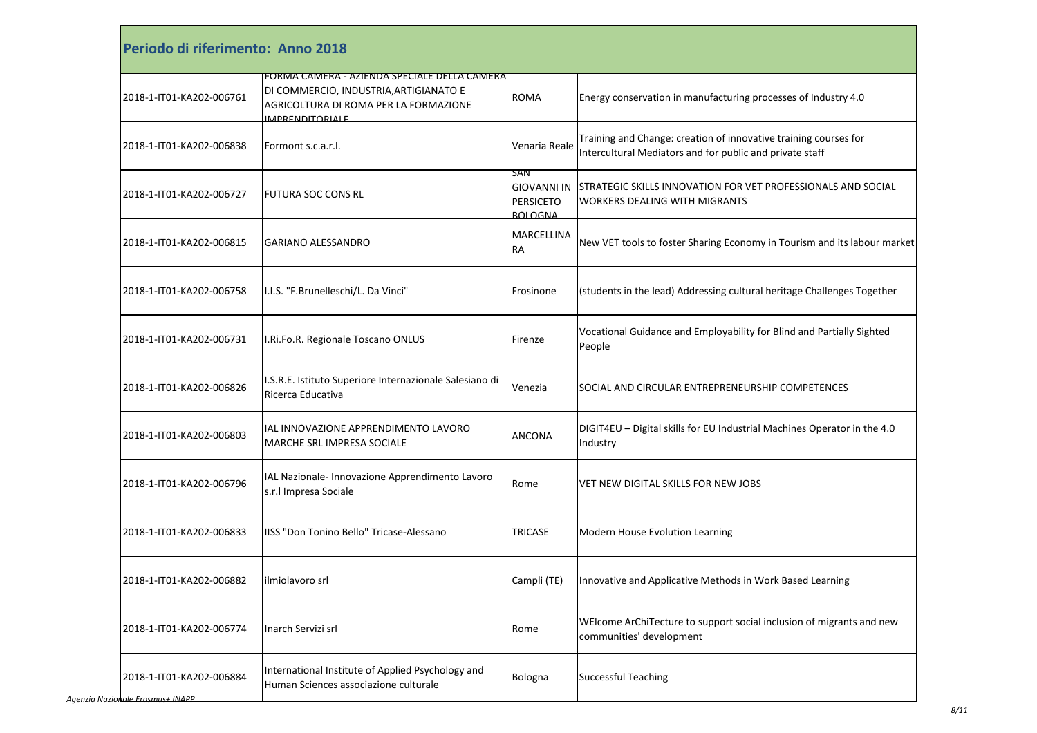## Periodo di riferimento: Anno 2018

| | | | |
|---|---|---|---|
| 2018-1-IT01-KA202-006761 | FORMA CAMERA - AZIENDA SPECIALE DELLA CAMERA DI COMMERCIO, INDUSTRIA,ARTIGIANATO E AGRICOLTURA DI ROMA PER LA FORMAZIONE IMPRENDITORIALE | ROMA | Energy conservation in manufacturing processes of Industry 4.0 |
| 2018-1-IT01-KA202-006838 | Formont s.c.a.r.l. | Venaria Reale | Training and Change: creation of innovative training courses for Intercultural Mediators and for public and private staff |
| 2018-1-IT01-KA202-006727 | FUTURA SOC CONS RL | SAN GIOVANNI IN PERSICETO BOLOGNA | STRATEGIC SKILLS INNOVATION FOR VET PROFESSIONALS AND SOCIAL WORKERS DEALING WITH MIGRANTS |
| 2018-1-IT01-KA202-006815 | GARIANO ALESSANDRO | MARCELLINA RA | New VET tools to foster Sharing Economy in Tourism and its labour market |
| 2018-1-IT01-KA202-006758 | I.I.S. "F.Brunelleschi/L. Da Vinci" | Frosinone | (students in the lead) Addressing cultural heritage Challenges Together |
| 2018-1-IT01-KA202-006731 | I.Ri.Fo.R. Regionale Toscano ONLUS | Firenze | Vocational Guidance and Employability for Blind and Partially Sighted People |
| 2018-1-IT01-KA202-006826 | I.S.R.E. Istituto Superiore Internazionale Salesiano di Ricerca Educativa | Venezia | SOCIAL AND CIRCULAR ENTREPRENEURSHIP COMPETENCES |
| 2018-1-IT01-KA202-006803 | IAL INNOVAZIONE APPRENDIMENTO LAVORO MARCHE SRL IMPRESA SOCIALE | ANCONA | DIGIT4EU – Digital skills for EU Industrial Machines Operator in the 4.0 Industry |
| 2018-1-IT01-KA202-006796 | IAL Nazionale- Innovazione Apprendimento Lavoro s.r.l Impresa Sociale | Rome | VET NEW DIGITAL SKILLS FOR NEW JOBS |
| 2018-1-IT01-KA202-006833 | IISS "Don Tonino Bello" Tricase-Alessano | TRICASE | Modern House Evolution Learning |
| 2018-1-IT01-KA202-006882 | ilmiolavoro srl | Campli (TE) | Innovative and Applicative Methods in Work Based Learning |
| 2018-1-IT01-KA202-006774 | Inarch Servizi srl | Rome | WElcome ArChiTecture to support social inclusion of migrants and new communities' development |
| 2018-1-IT01-KA202-006884 | International Institute of Applied Psychology and Human Sciences associazione culturale | Bologna | Successful Teaching |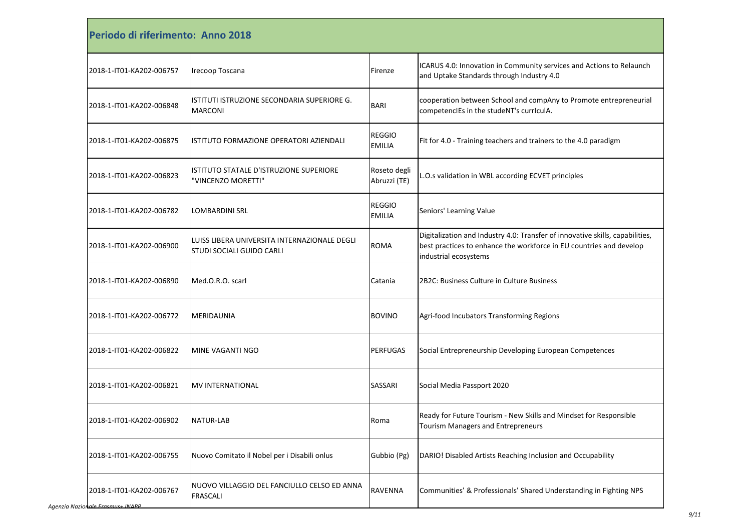## Periodo di riferimento: Anno 2018

| | | | |
|---|---|---|---|
| 2018-1-IT01-KA202-006757 | Irecoop Toscana | Firenze | ICARUS 4.0: Innovation in Community services and Actions to Relaunch and Uptake Standards through Industry 4.0 |
| 2018-1-IT01-KA202-006848 | ISTITUTI ISTRUZIONE SECONDARIA SUPERIORE G. MARCONI | BARI | cooperation between School and compAny to Promote entrepreneurial competencIEs in the studeNT's currIculA. |
| 2018-1-IT01-KA202-006875 | ISTITUTO FORMAZIONE OPERATORI AZIENDALI | REGGIO EMILIA | Fit for 4.0 - Training teachers and trainers to the 4.0 paradigm |
| 2018-1-IT01-KA202-006823 | ISTITUTO STATALE D'ISTRUZIONE SUPERIORE "VINCENZO MORETTI" | Roseto degli Abruzzi (TE) | L.O.s validation in WBL according ECVET principles |
| 2018-1-IT01-KA202-006782 | LOMBARDINI SRL | REGGIO EMILIA | Seniors' Learning Value |
| 2018-1-IT01-KA202-006900 | LUISS LIBERA UNIVERSITA INTERNAZIONALE DEGLI STUDI SOCIALI GUIDO CARLI | ROMA | Digitalization and Industry 4.0: Transfer of innovative skills, capabilities, best practices to enhance the workforce in EU countries and develop industrial ecosystems |
| 2018-1-IT01-KA202-006890 | Med.O.R.O. scarl | Catania | 2B2C: Business Culture in Culture Business |
| 2018-1-IT01-KA202-006772 | MERIDAUNIA | BOVINO | Agri-food Incubators Transforming Regions |
| 2018-1-IT01-KA202-006822 | MINE VAGANTI NGO | PERFUGAS | Social Entrepreneurship Developing European Competences |
| 2018-1-IT01-KA202-006821 | MV INTERNATIONAL | SASSARI | Social Media Passport 2020 |
| 2018-1-IT01-KA202-006902 | NATUR-LAB | Roma | Ready for Future Tourism - New Skills and Mindset for Responsible Tourism Managers and Entrepreneurs |
| 2018-1-IT01-KA202-006755 | Nuovo Comitato il Nobel per i Disabili onlus | Gubbio (Pg) | DARIO! Disabled Artists Reaching Inclusion and Occupability |
| 2018-1-IT01-KA202-006767 | NUOVO VILLAGGIO DEL FANCIULLO CELSO ED ANNA FRASCALI | RAVENNA | Communities' & Professionals' Shared Understanding in Fighting NPS |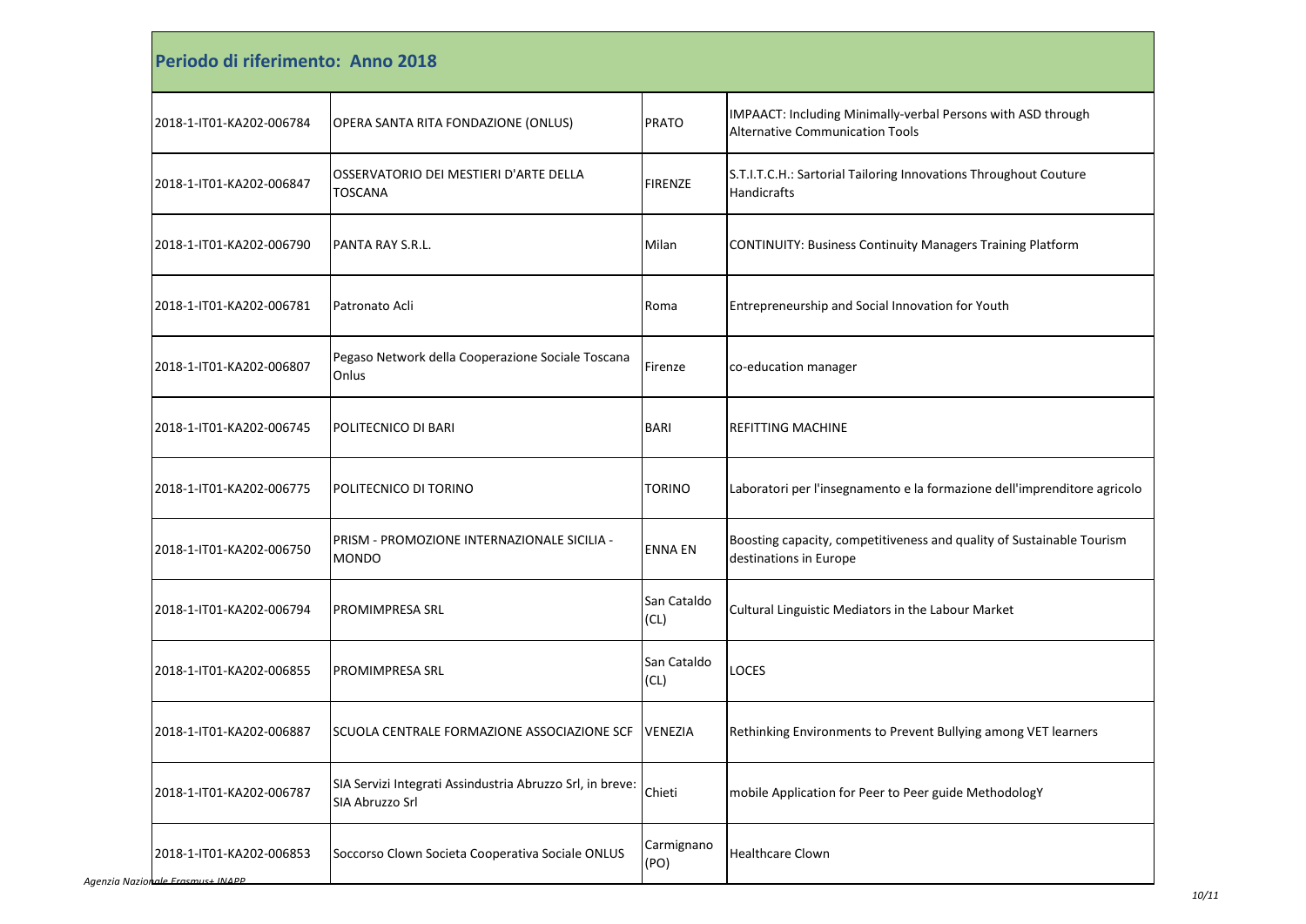## Periodo di riferimento: Anno 2018

| | | | |
|---|---|---|---|
| 2018-1-IT01-KA202-006784 | OPERA SANTA RITA FONDAZIONE (ONLUS) | PRATO | IMPAACT: Including Minimally-verbal Persons with ASD through Alternative Communication Tools |
| 2018-1-IT01-KA202-006847 | OSSERVATORIO DEI MESTIERI D'ARTE DELLA TOSCANA | FIRENZE | S.T.I.T.C.H.: Sartorial Tailoring Innovations Throughout Couture Handicrafts |
| 2018-1-IT01-KA202-006790 | PANTA RAY S.R.L. | Milan | CONTINUITY: Business Continuity Managers Training Platform |
| 2018-1-IT01-KA202-006781 | Patronato Acli | Roma | Entrepreneurship and Social Innovation for Youth |
| 2018-1-IT01-KA202-006807 | Pegaso Network della Cooperazione Sociale Toscana Onlus | Firenze | co-education manager |
| 2018-1-IT01-KA202-006745 | POLITECNICO DI BARI | BARI | REFITTING MACHINE |
| 2018-1-IT01-KA202-006775 | POLITECNICO DI TORINO | TORINO | Laboratori per l'insegnamento e la formazione dell'imprenditore agricolo |
| 2018-1-IT01-KA202-006750 | PRISM - PROMOZIONE INTERNAZIONALE SICILIA - MONDO | ENNA EN | Boosting capacity, competitiveness and quality of Sustainable Tourism destinations in Europe |
| 2018-1-IT01-KA202-006794 | PROMIMPRESA SRL | San Cataldo (CL) | Cultural Linguistic Mediators in the Labour Market |
| 2018-1-IT01-KA202-006855 | PROMIMPRESA SRL | San Cataldo (CL) | LOCES |
| 2018-1-IT01-KA202-006887 | SCUOLA CENTRALE FORMAZIONE ASSOCIAZIONE SCF | VENEZIA | Rethinking Environments to Prevent Bullying among VET learners |
| 2018-1-IT01-KA202-006787 | SIA Servizi Integrati Assindustria Abruzzo Srl, in breve: SIA Abruzzo Srl | Chieti | mobile Application for Peer to Peer guide MethodologY |
| 2018-1-IT01-KA202-006853 | Soccorso Clown Societa Cooperativa Sociale ONLUS | Carmignano (PO) | Healthcare Clown |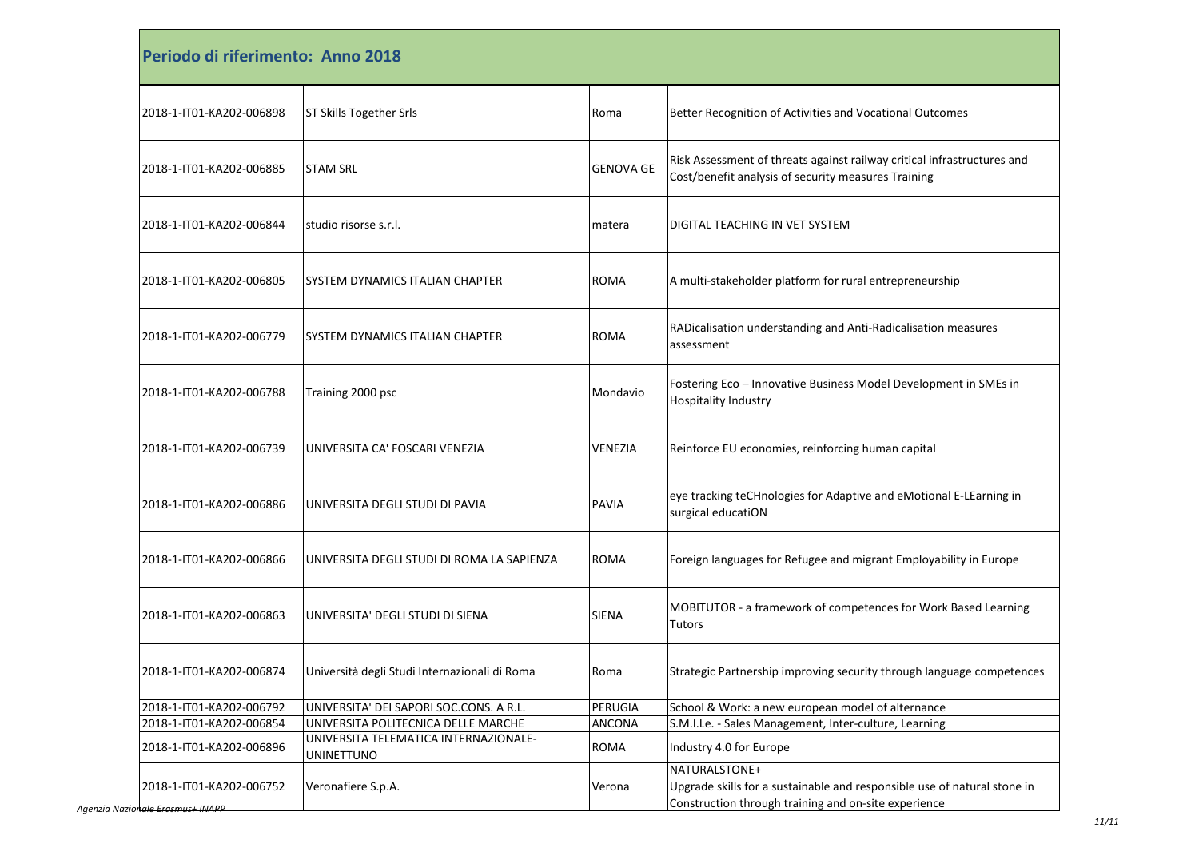## Periodo di riferimento: Anno 2018

| | | | |
|---|---|---|---|
| 2018-1-IT01-KA202-006898 | ST Skills Together Srls | Roma | Better Recognition of Activities and Vocational Outcomes |
| 2018-1-IT01-KA202-006885 | STAM SRL | GENOVA GE | Risk Assessment of threats against railway critical infrastructures and Cost/benefit analysis of security measures Training |
| 2018-1-IT01-KA202-006844 | studio risorse s.r.l. | matera | DIGITAL TEACHING IN VET SYSTEM |
| 2018-1-IT01-KA202-006805 | SYSTEM DYNAMICS ITALIAN CHAPTER | ROMA | A multi-stakeholder platform for rural entrepreneurship |
| 2018-1-IT01-KA202-006779 | SYSTEM DYNAMICS ITALIAN CHAPTER | ROMA | RADicalisation understanding and Anti-Radicalisation measures assessment |
| 2018-1-IT01-KA202-006788 | Training 2000 psc | Mondavio | Fostering Eco – Innovative Business Model Development in SMEs in Hospitality Industry |
| 2018-1-IT01-KA202-006739 | UNIVERSITA CA' FOSCARI VENEZIA | VENEZIA | Reinforce EU economies, reinforcing human capital |
| 2018-1-IT01-KA202-006886 | UNIVERSITA DEGLI STUDI DI PAVIA | PAVIA | eye tracking teCHnologies for Adaptive and eMotional E-LEarning in surgical educatiON |
| 2018-1-IT01-KA202-006866 | UNIVERSITA DEGLI STUDI DI ROMA LA SAPIENZA | ROMA | Foreign languages for Refugee and migrant Employability in Europe |
| 2018-1-IT01-KA202-006863 | UNIVERSITA' DEGLI STUDI DI SIENA | SIENA | MOBITUTOR - a framework of competences for Work Based Learning Tutors |
| 2018-1-IT01-KA202-006874 | Università degli Studi Internazionali di Roma | Roma | Strategic Partnership improving security through language competences |
| 2018-1-IT01-KA202-006792 | UNIVERSITA' DEI SAPORI SOC.CONS. A R.L. | PERUGIA | School & Work: a new european model of alternance |
| 2018-1-IT01-KA202-006854 | UNIVERSITA POLITECNICA DELLE MARCHE | ANCONA | S.M.I.Le. - Sales Management, Inter-culture, Learning |
| 2018-1-IT01-KA202-006896 | UNIVERSITA TELEMATICA INTERNAZIONALE-UNINETTUNO | ROMA | Industry 4.0 for Europe |
| 2018-1-IT01-KA202-006752 | Veronafiere S.p.A. | Verona | NATURALSTONE+ Upgrade skills for a sustainable and responsible use of natural stone in Construction through training and on-site experience |